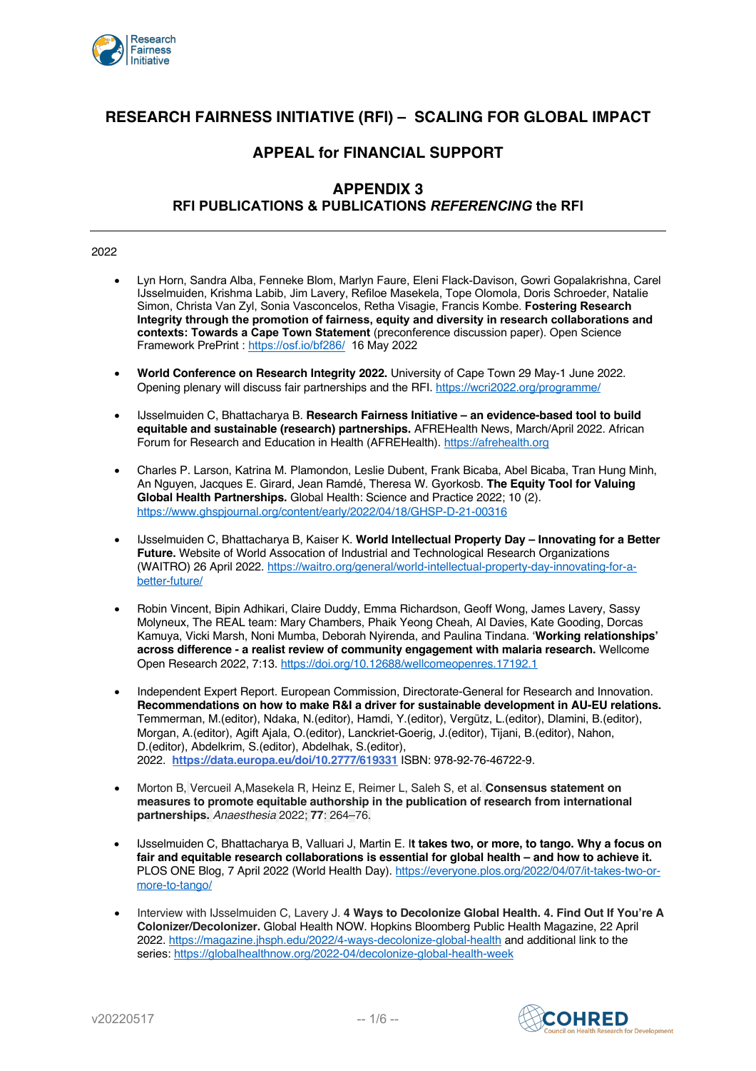# RESEARCH FAIRNESS INITIATIVE (RFI) – SCALING FOR GLOBAL IMPACT

## APPEAL for FINANCIAL SUPPORT

## APPENDIX 3
## RFI PUBLICATIONS & PUBLICATIONS *REFERENCING* the RFI

---

2022

- Lyn Horn, Sandra Alba, Fenneke Blom, Marlyn Faure, Eleni Flack-Davison, Gowri Gopalakrishna, Carel IJsselmuiden, Krishma Labib, Jim Lavery, Refiloe Masekela, Tope Olomola, Doris Schroeder, Natalie Simon, Christa Van Zyl, Sonia Vasconcelos, Retha Visagie, Francis Kombe. **Fostering Research Integrity through the promotion of fairness, equity and diversity in research collaborations and contexts: Towards a Cape Town Statement** (preconference discussion paper). Open Science Framework PrePrint : https://osf.io/bf286/ 16 May 2022

- **World Conference on Research Integrity 2022.** University of Cape Town 29 May-1 June 2022. Opening plenary will discuss fair partnerships and the RFI. https://wcri2022.org/programme/

- IJsselmuiden C, Bhattacharya B. **Research Fairness Initiative – an evidence-based tool to build equitable and sustainable (research) partnerships.** AFREHealth News, March/April 2022. African Forum for Research and Education in Health (AFREHealth). https://afrehealth.org

- Charles P. Larson, Katrina M. Plamondon, Leslie Dubent, Frank Bicaba, Abel Bicaba, Tran Hung Minh, An Nguyen, Jacques E. Girard, Jean Ramdé, Theresa W. Gyorkosb. **The Equity Tool for Valuing Global Health Partnerships.** Global Health: Science and Practice 2022; 10 (2). https://www.ghspjournal.org/content/early/2022/04/18/GHSP-D-21-00316

- IJsselmuiden C, Bhattacharya B, Kaiser K. **World Intellectual Property Day – Innovating for a Better Future.** Website of World Assocation of Industrial and Technological Research Organizations (WAITRO) 26 April 2022. https://waitro.org/general/world-intellectual-property-day-innovating-for-a-better-future/

- Robin Vincent, Bipin Adhikari, Claire Duddy, Emma Richardson, Geoff Wong, James Lavery, Sassy Molyneux, The REAL team: Mary Chambers, Phaik Yeong Cheah, Al Davies, Kate Gooding, Dorcas Kamuya, Vicki Marsh, Noni Mumba, Deborah Nyirenda, and Paulina Tindana. '**Working relationships' across difference - a realist review of community engagement with malaria research.** Wellcome Open Research 2022, 7:13. https://doi.org/10.12688/wellcomeopenres.17192.1

- Independent Expert Report. European Commission, Directorate-General for Research and Innovation. **Recommendations on how to make R&I a driver for sustainable development in AU-EU relations.** Temmerman, M.(editor), Ndaka, N.(editor), Hamdi, Y.(editor), Vergütz, L.(editor), Dlamini, B.(editor), Morgan, A.(editor), Agift Ajala, O.(editor), Lanckriet-Goerig, J.(editor), Tijani, B.(editor), Nahon, D.(editor), Abdelkrim, S.(editor), Abdelhak, S.(editor), 2022. **https://data.europa.eu/doi/10.2777/619331** ISBN: 978-92-76-46722-9.

- Morton B, Vercueil A, Masekela R, Heinz E, Reimer L, Saleh S, et al. **Consensus statement on measures to promote equitable authorship in the publication of research from international partnerships.** *Anaesthesia* 2022; **77**: 264–76.

- IJsselmuiden C, Bhattacharya B, Valluari J, Martin E. **It takes two, or more, to tango. Why a focus on fair and equitable research collaborations is essential for global health – and how to achieve it.** PLOS ONE Blog, 7 April 2022 (World Health Day). https://everyone.plos.org/2022/04/07/it-takes-two-or-more-to-tango/

- Interview with IJsselmuiden C, Lavery J. **4 Ways to Decolonize Global Health. 4. Find Out If You're A Colonizer/Decolonizer.** Global Health NOW. Hopkins Bloomberg Public Health Magazine, 22 April 2022. https://magazine.jhsph.edu/2022/4-ways-decolonize-global-health and additional link to the series: https://globalhealthnow.org/2022-04/decolonize-global-health-week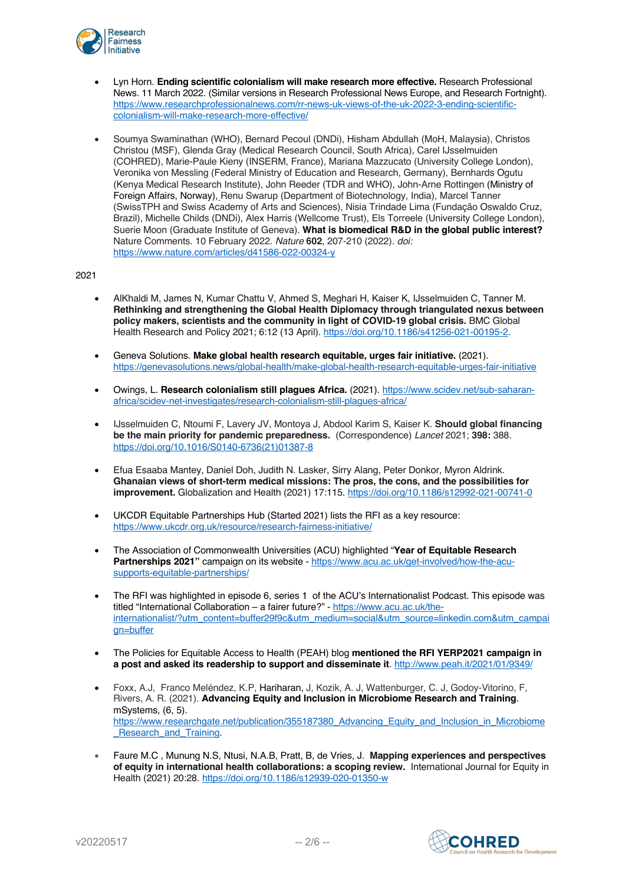- Lyn Horn. **Ending scientific colonialism will make research more effective.** Research Professional News. 11 March 2022. (Similar versions in Research Professional News Europe, and Research Fortnight). https://www.researchprofessionalnews.com/rr-news-uk-views-of-the-uk-2022-3-ending-scientific-colonialism-will-make-research-more-effective/

- Soumya Swaminathan (WHO), Bernard Pecoul (DNDi), Hisham Abdullah (MoH, Malaysia), Christos Christou (MSF), Glenda Gray (Medical Research Council, South Africa), Carel IJsselmuiden (COHRED), Marie-Paule Kieny (INSERM, France), Mariana Mazzucato (University College London), Veronika von Messling (Federal Ministry of Education and Research, Germany), Bernhards Ogutu (Kenya Medical Research Institute), John Reeder (TDR and WHO), John-Arne Rottingen (Ministry of Foreign Affairs, Norway), Renu Swarup (Department of Biotechnology, India), Marcel Tanner (SwissTPH and Swiss Academy of Arts and Sciences), Nisia Trindade Lima (Fundação Oswaldo Cruz, Brazil), Michelle Childs (DNDi), Alex Harris (Wellcome Trust), Els Torreele (University College London), Suerie Moon (Graduate Institute of Geneva). **What is biomedical R&D in the global public interest?** Nature Comments. 10 February 2022. *Nature* **602**, 207-210 (2022). *doi:* https://www.nature.com/articles/d41586-022-00324-y

2021

- AlKhaldi M, James N, Kumar Chattu V, Ahmed S, Meghari H, Kaiser K, IJsselmuiden C, Tanner M. **Rethinking and strengthening the Global Health Diplomacy through triangulated nexus between policy makers, scientists and the community in light of COVID-19 global crisis.** BMC Global Health Research and Policy 2021; 6:12 (13 April). https://doi.org/10.1186/s41256-021-00195-2.

- Geneva Solutions. **Make global health research equitable, urges fair initiative.** (2021). https://genevasolutions.news/global-health/make-global-health-research-equitable-urges-fair-initiative

- Owings, L. **Research colonialism still plagues Africa.** (2021). https://www.scidev.net/sub-saharan-africa/scidev-net-investigates/research-colonialism-still-plagues-africa/

- IJsselmuiden C, Ntoumi F, Lavery JV, Montoya J, Abdool Karim S, Kaiser K. **Should global financing be the main priority for pandemic preparedness.** (Correspondence) *Lancet* 2021; **398:** 388. https://doi.org/10.1016/S0140-6736(21)01387-8

- Efua Esaaba Mantey, Daniel Doh, Judith N. Lasker, Sirry Alang, Peter Donkor, Myron Aldrink. **Ghanaian views of short-term medical missions: The pros, the cons, and the possibilities for improvement.** Globalization and Health (2021) 17:115. https://doi.org/10.1186/s12992-021-00741-0

- UKCDR Equitable Partnerships Hub (Started 2021) lists the RFI as a key resource: https://www.ukcdr.org.uk/resource/research-fairness-initiative/

- The Association of Commonwealth Universities (ACU) highlighted "**Year of Equitable Research Partnerships 2021"** campaign on its website - https://www.acu.ac.uk/get-involved/how-the-acu-supports-equitable-partnerships/

- The RFI was highlighted in episode 6, series 1 of the ACU's Internationalist Podcast. This episode was titled "International Collaboration – a fairer future?" - https://www.acu.ac.uk/the-internationalist/?utm_content=buffer29f9c&utm_medium=social&utm_source=linkedin.com&utm_campaign=buffer

- The Policies for Equitable Access to Health (PEAH) blog **mentioned the RFI YERP2021 campaign in a post and asked its readership to support and disseminate it**. http://www.peah.it/2021/01/9349/

- Foxx, A.J, Franco Meléndez, K.P, Hariharan, J, Kozik, A. J, Wattenburger, C. J, Godoy-Vitorino, F, Rivers, A. R. (2021). **Advancing Equity and Inclusion in Microbiome Research and Training**. mSystems, (6, 5). https://www.researchgate.net/publication/355187380_Advancing_Equity_and_Inclusion_in_Microbiome_Research_and_Training.

- Faure M.C , Munung N.S, Ntusi, N.A.B, Pratt, B, de Vries, J. **Mapping experiences and perspectives of equity in international health collaborations: a scoping review.** International Journal for Equity in Health (2021) 20:28. https://doi.org/10.1186/s12939-020-01350-w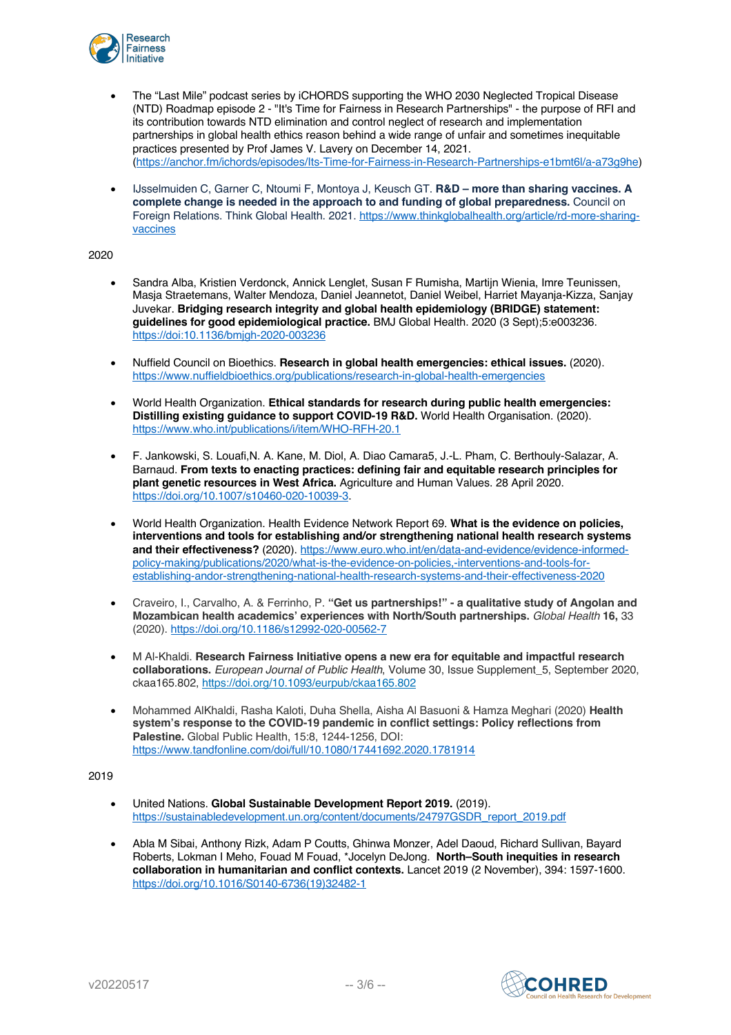- The "Last Mile" podcast series by iCHORDS supporting the WHO 2030 Neglected Tropical Disease (NTD) Roadmap episode 2 - "It's Time for Fairness in Research Partnerships" - the purpose of RFI and its contribution towards NTD elimination and control neglect of research and implementation partnerships in global health ethics reason behind a wide range of unfair and sometimes inequitable practices presented by Prof James V. Lavery on December 14, 2021. (https://anchor.fm/ichords/episodes/Its-Time-for-Fairness-in-Research-Partnerships-e1bmt6l/a-a73g9he)

- IJsselmuiden C, Garner C, Ntoumi F, Montoya J, Keusch GT. **R&D – more than sharing vaccines. A complete change is needed in the approach to and funding of global preparedness.** Council on Foreign Relations. Think Global Health. 2021. https://www.thinkglobalhealth.org/article/rd-more-sharing-vaccines

2020

- Sandra Alba, Kristien Verdonck, Annick Lenglet, Susan F Rumisha, Martijn Wienia, Imre Teunissen, Masja Straetemans, Walter Mendoza, Daniel Jeannetot, Daniel Weibel, Harriet Mayanja-Kizza, Sanjay Juvekar. **Bridging research integrity and global health epidemiology (BRIDGE) statement: guidelines for good epidemiological practice.** BMJ Global Health. 2020 (3 Sept);5:e003236. https://doi:10.1136/bmjgh-2020-003236

- Nuffield Council on Bioethics. **Research in global health emergencies: ethical issues.** (2020). https://www.nuffieldbioethics.org/publications/research-in-global-health-emergencies

- World Health Organization. **Ethical standards for research during public health emergencies: Distilling existing guidance to support COVID-19 R&D.** World Health Organisation. (2020). https://www.who.int/publications/i/item/WHO-RFH-20.1

- F. Jankowski, S. Louafi,N. A. Kane, M. Diol, A. Diao Camara5, J.-L. Pham, C. Berthouly-Salazar, A. Barnaud. **From texts to enacting practices: defining fair and equitable research principles for plant genetic resources in West Africa.** Agriculture and Human Values. 28 April 2020. https://doi.org/10.1007/s10460-020-10039-3.

- World Health Organization. Health Evidence Network Report 69. **What is the evidence on policies, interventions and tools for establishing and/or strengthening national health research systems and their effectiveness?** (2020). https://www.euro.who.int/en/data-and-evidence/evidence-informed-policy-making/publications/2020/what-is-the-evidence-on-policies,-interventions-and-tools-for-establishing-andor-strengthening-national-health-research-systems-and-their-effectiveness-2020

- Craveiro, I., Carvalho, A. & Ferrinho, P. **"Get us partnerships!" - a qualitative study of Angolan and Mozambican health academics' experiences with North/South partnerships.** *Global Health* **16,** 33 (2020). https://doi.org/10.1186/s12992-020-00562-7

- M Al-Khaldi. **Research Fairness Initiative opens a new era for equitable and impactful research collaborations.** *European Journal of Public Health*, Volume 30, Issue Supplement_5, September 2020, ckaa165.802, https://doi.org/10.1093/eurpub/ckaa165.802

- Mohammed AlKhaldi, Rasha Kaloti, Duha Shella, Aisha Al Basuoni & Hamza Meghari (2020) **Health system's response to the COVID-19 pandemic in conflict settings: Policy reflections from Palestine.** Global Public Health, 15:8, 1244-1256, DOI: https://www.tandfonline.com/doi/full/10.1080/17441692.2020.1781914

2019

- United Nations. **Global Sustainable Development Report 2019.** (2019). https://sustainabledevelopment.un.org/content/documents/24797GSDR_report_2019.pdf

- Abla M Sibai, Anthony Rizk, Adam P Coutts, Ghinwa Monzer, Adel Daoud, Richard Sullivan, Bayard Roberts, Lokman I Meho, Fouad M Fouad, *Jocelyn DeJong. **North–South inequities in research collaboration in humanitarian and conflict contexts.** Lancet 2019 (2 November), 394: 1597-1600. https://doi.org/10.1016/S0140-6736(19)32482-1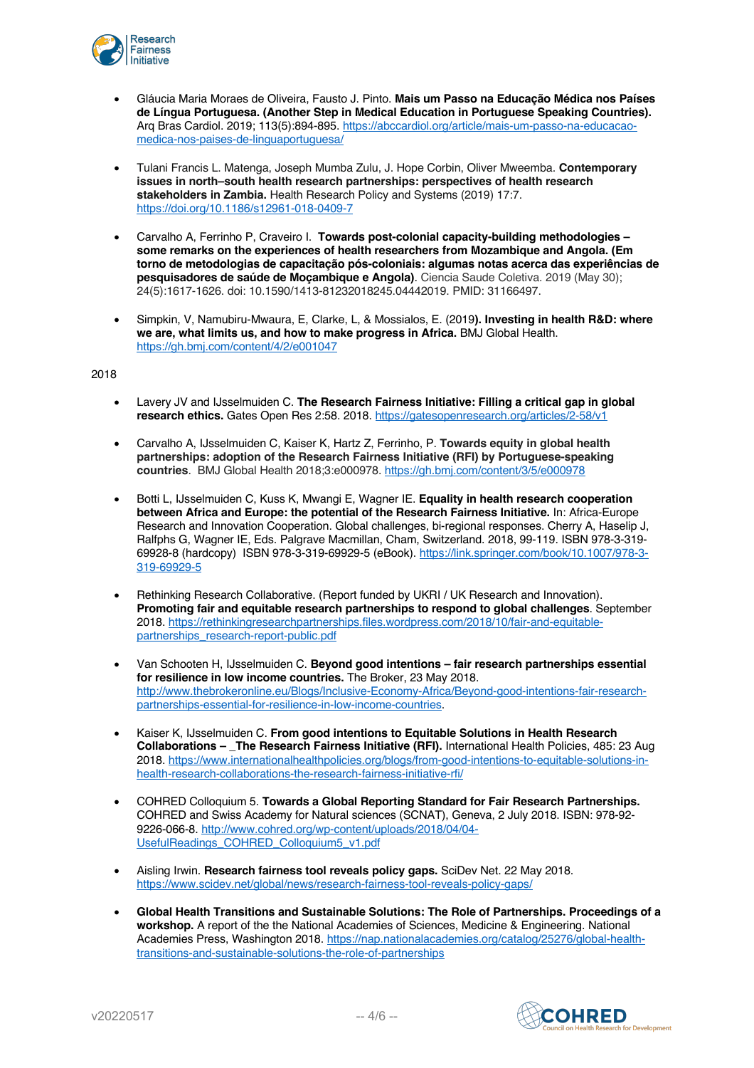- Gláucia Maria Moraes de Oliveira, Fausto J. Pinto. **Mais um Passo na Educação Médica nos Países de Língua Portuguesa. (Another Step in Medical Education in Portuguese Speaking Countries).** Arq Bras Cardiol. 2019; 113(5):894-895. https://abccardiol.org/article/mais-um-passo-na-educacao-medica-nos-paises-de-linguaportuguesa/

- Tulani Francis L. Matenga, Joseph Mumba Zulu, J. Hope Corbin, Oliver Mweemba. **Contemporary issues in north–south health research partnerships: perspectives of health research stakeholders in Zambia.** Health Research Policy and Systems (2019) 17:7. https://doi.org/10.1186/s12961-018-0409-7

- Carvalho A, Ferrinho P, Craveiro I. **Towards post-colonial capacity-building methodologies – some remarks on the experiences of health researchers from Mozambique and Angola. (Em torno de metodologias de capacitação pós-coloniais: algumas notas acerca das experiências de pesquisadores de saúde de Moçambique e Angola)**. Ciencia Saude Coletiva. 2019 (May 30); 24(5):1617-1626. doi: 10.1590/1413-81232018245.04442019. PMID: 31166497.

- Simpkin, V, Namubiru-Mwaura, E, Clarke, L, & Mossialos, E. (2019**). Investing in health R&D: where we are, what limits us, and how to make progress in Africa.** BMJ Global Health. https://gh.bmj.com/content/4/2/e001047

2018

- Lavery JV and IJsselmuiden C. **The Research Fairness Initiative: Filling a critical gap in global research ethics.** Gates Open Res 2:58. 2018. https://gatesopenresearch.org/articles/2-58/v1

- Carvalho A, IJsselmuiden C, Kaiser K, Hartz Z, Ferrinho, P. **Towards equity in global health partnerships: adoption of the Research Fairness Initiative (RFI) by Portuguese-speaking countries**. BMJ Global Health 2018;3:e000978. https://gh.bmj.com/content/3/5/e000978

- Botti L, IJsselmuiden C, Kuss K, Mwangi E, Wagner IE. **Equality in health research cooperation between Africa and Europe: the potential of the Research Fairness Initiative.** In: Africa-Europe Research and Innovation Cooperation. Global challenges, bi-regional responses. Cherry A, Haselip J, Ralfphs G, Wagner IE, Eds. Palgrave Macmillan, Cham, Switzerland. 2018, 99-119. ISBN 978-3-319-69928-8 (hardcopy) ISBN 978-3-319-69929-5 (eBook). https://link.springer.com/book/10.1007/978-3-319-69929-5

- Rethinking Research Collaborative. (Report funded by UKRI / UK Research and Innovation). **Promoting fair and equitable research partnerships to respond to global challenges**. September 2018. https://rethinkingresearchpartnerships.files.wordpress.com/2018/10/fair-and-equitable-partnerships_research-report-public.pdf

- Van Schooten H, IJsselmuiden C. **Beyond good intentions – fair research partnerships essential for resilience in low income countries.** The Broker, 23 May 2018. http://www.thebrokeronline.eu/Blogs/Inclusive-Economy-Africa/Beyond-good-intentions-fair-research-partnerships-essential-for-resilience-in-low-income-countries.

- Kaiser K, IJsselmuiden C. **From good intentions to Equitable Solutions in Health Research Collaborations – _The Research Fairness Initiative (RFI).** International Health Policies, 485: 23 Aug 2018. https://www.internationalhealthpolicies.org/blogs/from-good-intentions-to-equitable-solutions-in-health-research-collaborations-the-research-fairness-initiative-rfi/

- COHRED Colloquium 5. **Towards a Global Reporting Standard for Fair Research Partnerships.** COHRED and Swiss Academy for Natural sciences (SCNAT), Geneva, 2 July 2018. ISBN: 978-92-9226-066-8. http://www.cohred.org/wp-content/uploads/2018/04/04-UsefulReadings_COHRED_Colloquium5_v1.pdf

- Aisling Irwin. **Research fairness tool reveals policy gaps.** SciDev Net. 22 May 2018. https://www.scidev.net/global/news/research-fairness-tool-reveals-policy-gaps/

- **Global Health Transitions and Sustainable Solutions: The Role of Partnerships. Proceedings of a workshop.** A report of the the National Academies of Sciences, Medicine & Engineering. National Academies Press, Washington 2018. https://nap.nationalacademies.org/catalog/25276/global-health-transitions-and-sustainable-solutions-the-role-of-partnerships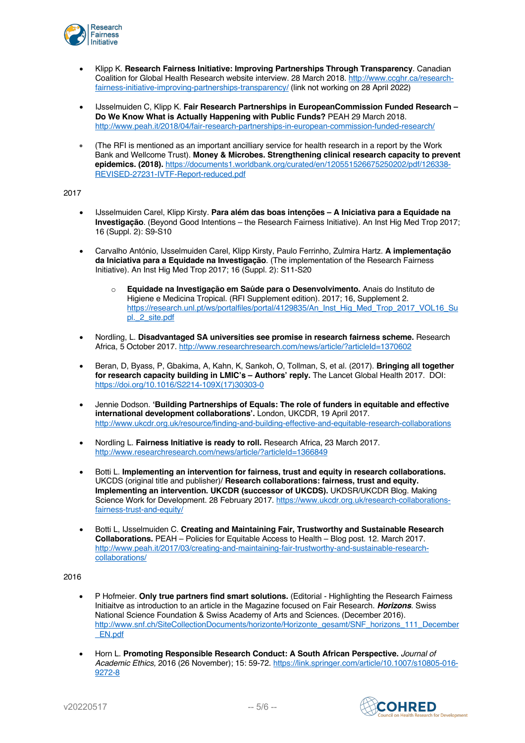- Klipp K. **Research Fairness Initiative: Improving Partnerships Through Transparency**. Canadian Coalition for Global Health Research website interview. 28 March 2018. http://www.ccghr.ca/research-fairness-initiative-improving-partnerships-transparency/ (link not working on 28 April 2022)

- IJsselmuiden C, Klipp K. **Fair Research Partnerships in EuropeanCommission Funded Research – Do We Know What is Actually Happening with Public Funds?** PEAH 29 March 2018. http://www.peah.it/2018/04/fair-research-partnerships-in-european-commission-funded-research/

- (The RFI is mentioned as an important ancilliary service for health research in a report by the Work Bank and Wellcome Trust). **Money & Microbes. Strengthening clinical research capacity to prevent epidemics. (2018).** https://documents1.worldbank.org/curated/en/120551526675250202/pdf/126338-REVISED-27231-IVTF-Report-reduced.pdf

2017

- IJsselmuiden Carel, Klipp Kirsty. **Para além das boas intenções – A Iniciativa para a Equidade na Investigação**. (Beyond Good Intentions – the Research Fairness Initiative). An Inst Hig Med Trop 2017; 16 (Suppl. 2): S9-S10

- Carvalho António, IJsselmuiden Carel, Klipp Kirsty, Paulo Ferrinho, Zulmira Hartz. **A implementação da Iniciativa para a Equidade na Investigação**. (The implementation of the Research Fairness Initiative). An Inst Hig Med Trop 2017; 16 (Suppl. 2): S11-S20
  - **Equidade na Investigação em Saúde para o Desenvolvimento.** Anais do Instituto de Higiene e Medicina Tropical. (RFI Supplement edition). 2017; 16, Supplement 2. https://research.unl.pt/ws/portalfiles/portal/4129835/An_Inst_Hig_Med_Trop_2017_VOL16_Supl._2_site.pdf

- Nordling, L. **Disadvantaged SA universities see promise in research fairness scheme.** Research Africa, 5 October 2017. http://www.researchresearch.com/news/article/?articleId=1370602

- Beran, D, Byass, P, Gbakima, A, Kahn, K, Sankoh, O, Tollman, S, et al. (2017). **Bringing all together for research capacity building in LMIC's – Authors' reply.** The Lancet Global Health 2017. DOI: https://doi.org/10.1016/S2214-109X(17)30303-0

- Jennie Dodson. **'Building Partnerships of Equals: The role of funders in equitable and effective international development collaborations'.** London, UKCDR, 19 April 2017. http://www.ukcdr.org.uk/resource/finding-and-building-effective-and-equitable-research-collaborations

- Nordling L. **Fairness Initiative is ready to roll.** Research Africa, 23 March 2017. http://www.researchresearch.com/news/article/?articleId=1366849

- Botti L. **Implementing an intervention for fairness, trust and equity in research collaborations.** UKCDS (original title and publisher)/ **Research collaborations: fairness, trust and equity. Implementing an intervention. UKCDR (successor of UKCDS).** UKDSR/UKCDR Blog. Making Science Work for Development. 28 February 2017. https://www.ukcdr.org.uk/research-collaborations-fairness-trust-and-equity/

- Botti L, IJsselmuiden C. **Creating and Maintaining Fair, Trustworthy and Sustainable Research Collaborations.** PEAH – Policies for Equitable Access to Health – Blog post. 12. March 2017. http://www.peah.it/2017/03/creating-and-maintaining-fair-trustworthy-and-sustainable-research-collaborations/

2016

- P Hofmeier. **Only true partners find smart solutions.** (Editorial - Highlighting the Research Fairness Initiaitve as introduction to an article in the Magazine focused on Fair Research. ***Horizons***. Swiss National Science Foundation & Swiss Academy of Arts and Sciences. (December 2016). http://www.snf.ch/SiteCollectionDocuments/horizonte/Horizonte_gesamt/SNF_horizons_111_December_EN.pdf

- Horn L. **Promoting Responsible Research Conduct: A South African Perspective.** *Journal of Academic Ethics,* 2016 (26 November); 15: 59-72. https://link.springer.com/article/10.1007/s10805-016-9272-8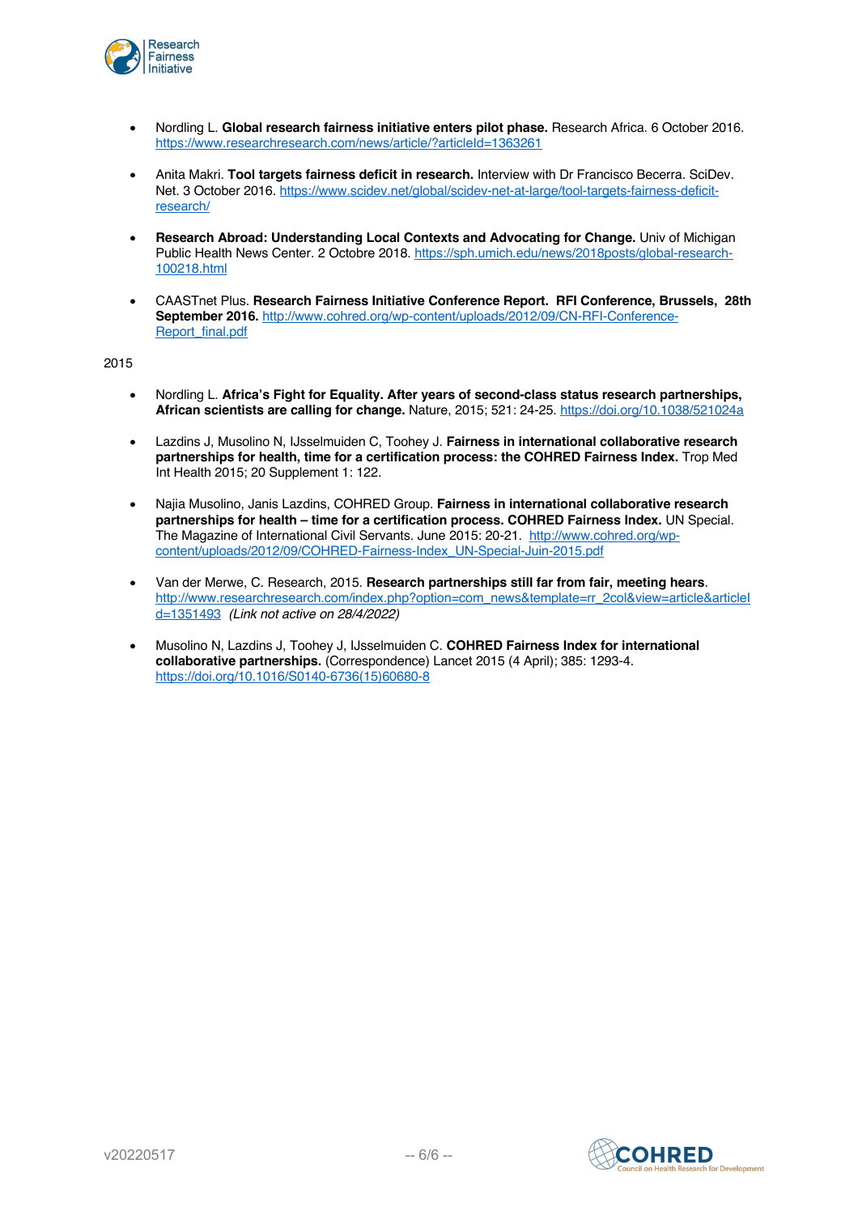- Nordling L. **Global research fairness initiative enters pilot phase.** Research Africa. 6 October 2016. https://www.researchresearch.com/news/article/?articleId=1363261

- Anita Makri. **Tool targets fairness deficit in research.** Interview with Dr Francisco Becerra. SciDev. Net. 3 October 2016. https://www.scidev.net/global/scidev-net-at-large/tool-targets-fairness-deficit-research/

- **Research Abroad: Understanding Local Contexts and Advocating for Change.** Univ of Michigan Public Health News Center. 2 Octobre 2018. https://sph.umich.edu/news/2018posts/global-research-100218.html

- CAASTnet Plus. **Research Fairness Initiative Conference Report. RFI Conference, Brussels, 28th September 2016.** http://www.cohred.org/wp-content/uploads/2012/09/CN-RFI-Conference-Report_final.pdf

2015

- Nordling L. **Africa's Fight for Equality. After years of second-class status research partnerships, African scientists are calling for change.** Nature, 2015; 521: 24-25. https://doi.org/10.1038/521024a

- Lazdins J, Musolino N, IJsselmuiden C, Toohey J. **Fairness in international collaborative research partnerships for health, time for a certification process: the COHRED Fairness Index.** Trop Med Int Health 2015; 20 Supplement 1: 122.

- Najia Musolino, Janis Lazdins, COHRED Group. **Fairness in international collaborative research partnerships for health – time for a certification process. COHRED Fairness Index.** UN Special. The Magazine of International Civil Servants. June 2015: 20-21. http://www.cohred.org/wp-content/uploads/2012/09/COHRED-Fairness-Index_UN-Special-Juin-2015.pdf

- Van der Merwe, C. Research, 2015. **Research partnerships still far from fair, meeting hears**. http://www.researchresearch.com/index.php?option=com_news&template=rr_2col&view=article&articleId=1351493 *(Link not active on 28/4/2022)*

- Musolino N, Lazdins J, Toohey J, IJsselmuiden C. **COHRED Fairness Index for international collaborative partnerships.** (Correspondence) Lancet 2015 (4 April); 385: 1293-4. https://doi.org/10.1016/S0140-6736(15)60680-8